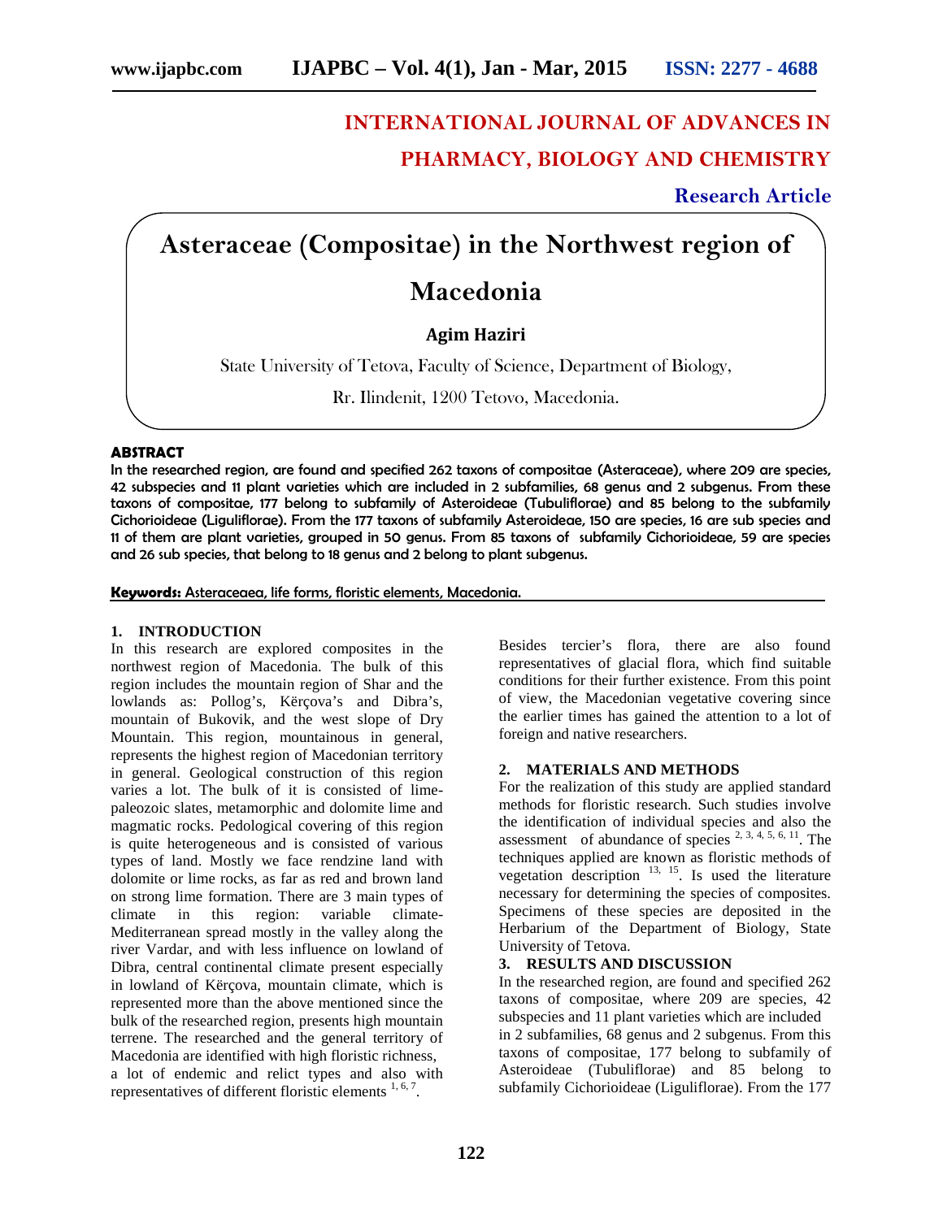# INTERNATIONAL JOURNAL OF ADVANCES IN PHARMACY, BIOLOGY AND CHEMISTRY

**Research Article**

# Asteraceae (Compositae) in the Northwest region of Macedonia

**Agim Haziri**

State University of Tetova, Faculty of Science, Department of Biology,

Rr. Ilindenit, 1200 Tetovo, Macedonia.

## ABSTRACT

In the researched region, are found and specified 262 taxons of compositae (Asteraceae), where 209 are species, 42 subspecies and 11 plant varieties which are included in 2 subfamilies, 68 genus and 2 subgenus. From these taxons of compositae, 177 belong to subfamily of Asteroideae (Tubuliflorae) and 85 belong to the subfamily Cichorioideae (Liguliflorae). From the 177 taxons of subfamily Asteroideae, 150 are species, 16 are sub species and 11 of them are plant varieties, grouped in 50 genus. From 85 taxons of subfamily Cichorioideae, 59 are species and 26 sub species, that belong to 18 genus and 2 belong to plant subgenus.

**Keywords:** Asteraceaea, life forms, floristic elements, Macedonia.

## 1. INTRODUCTION

In this research are explored composites in the northwest region of Macedonia. The bulk of this region includes the mountain region of Shar and the lowlands as: Pollog's, Kërçova's and Dibra's, mountain of Bukovik, and the west slope of Dry Mountain. This region, mountainous in general, represents the highest region of Macedonian territory in general. Geological construction of this region varies a lot. The bulk of it is consisted of lime-paleozoic slates, metamorphic and dolomite lime and magmatic rocks. Pedological covering of this region is quite heterogeneous and is consisted of various types of land. Mostly we face rendzine land with dolomite or lime rocks, as far as red and brown land on strong lime formation. There are 3 main types of climate in this region: variable climate-Mediterranean spread mostly in the valley along the river Vardar, and with less influence on lowland of Dibra, central continental climate present especially in lowland of Kërçova, mountain climate, which is represented more than the above mentioned since the bulk of the researched region, presents high mountain terrene. The researched and the general territory of Macedonia are identified with high floristic richness, a lot of endemic and relict types and also with representatives of different floristic elements [1, 6, 7].

Besides tercier's flora, there are also found representatives of glacial flora, which find suitable conditions for their further existence. From this point of view, the Macedonian vegetative covering since the earlier times has gained the attention to a lot of foreign and native researchers.

## 2. MATERIALS AND METHODS

For the realization of this study are applied standard methods for floristic research. Such studies involve the identification of individual species and also the assessment of abundance of species [2, 3, 4, 5, 6, 11]. The techniques applied are known as floristic methods of vegetation description [13, 15]. Is used the literature necessary for determining the species of composites. Specimens of these species are deposited in the Herbarium of the Department of Biology, State University of Tetova.

## 3. RESULTS AND DISCUSSION

In the researched region, are found and specified 262 taxons of compositae, where 209 are species, 42 subspecies and 11 plant varieties which are included in 2 subfamilies, 68 genus and 2 subgenus. From this taxons of compositae, 177 belong to subfamily of Asteroideae (Tubuliflorae) and 85 belong to subfamily Cichorioideae (Liguliflorae). From the 177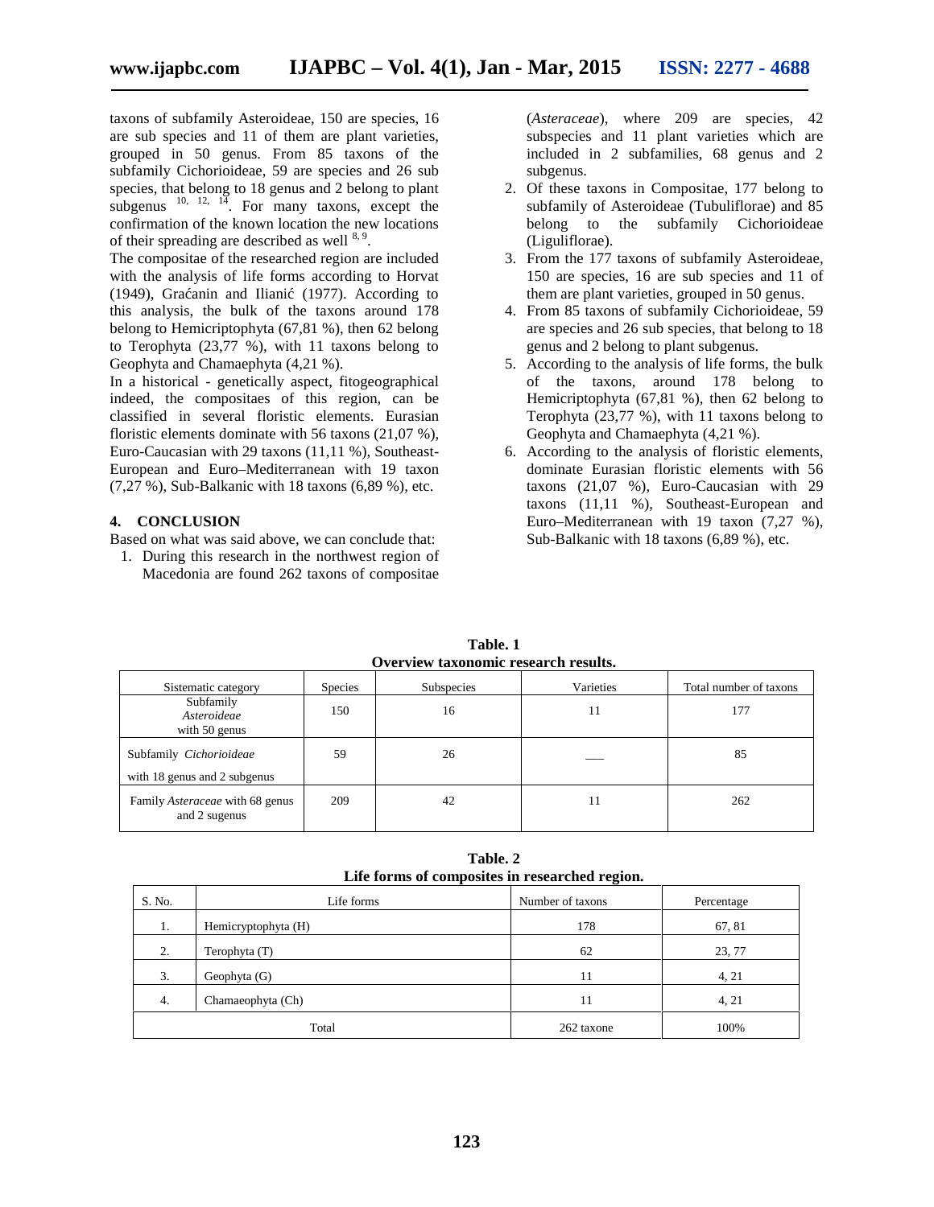taxons of subfamily Asteroideae, 150 are species, 16 are sub species and 11 of them are plant varieties, grouped in 50 genus. From 85 taxons of the subfamily Cichorioideae, 59 are species and 26 sub species, that belong to 18 genus and 2 belong to plant subgenus [10, 12, 14]. For many taxons, except the confirmation of the known location the new locations of their spreading are described as well [8, 9].

The compositae of the researched region are included with the analysis of life forms according to Horvat (1949), Graćanin and Ilianić (1977). According to this analysis, the bulk of the taxons around 178 belong to Hemicriptophyta (67,81 %), then 62 belong to Terophyta (23,77 %), with 11 taxons belong to Geophyta and Chamaephyta (4,21 %).

In a historical - genetically aspect, fitogeographical indeed, the compositaes of this region, can be classified in several floristic elements. Eurasian floristic elements dominate with 56 taxons (21,07 %), Euro-Caucasian with 29 taxons (11,11 %), Southeast-European and Euro–Mediterranean with 19 taxon (7,27 %), Sub-Balkanic with 18 taxons (6,89 %), etc.

## 4. CONCLUSION

Based on what was said above, we can conclude that:

1. During this research in the northwest region of Macedonia are found 262 taxons of compositae (*Asteraceae*), where 209 are species, 42 subspecies and 11 plant varieties which are included in 2 subfamilies, 68 genus and 2 subgenus.
2. Of these taxons in Compositae, 177 belong to subfamily of Asteroideae (Tubuliflorae) and 85 belong to the subfamily Cichorioideae (Liguliflorae).
3. From the 177 taxons of subfamily Asteroideae, 150 are species, 16 are sub species and 11 of them are plant varieties, grouped in 50 genus.
4. From 85 taxons of subfamily Cichorioideae, 59 are species and 26 sub species, that belong to 18 genus and 2 belong to plant subgenus.
5. According to the analysis of life forms, the bulk of the taxons, around 178 belong to Hemicriptophyta (67,81 %), then 62 belong to Terophyta (23,77 %), with 11 taxons belong to Geophyta and Chamaephyta (4,21 %).
6. According to the analysis of floristic elements, dominate Eurasian floristic elements with 56 taxons (21,07 %), Euro-Caucasian with 29 taxons (11,11 %), Southeast-European and Euro–Mediterranean with 19 taxon (7,27 %), Sub-Balkanic with 18 taxons (6,89 %), etc.

**Table. 1**
**Overview taxonomic research results.**

| Sistematic category | Species | Subspecies | Varieties | Total number of taxons |
|---|---|---|---|---|
| Subfamily *Asteroideae* with 50 genus | 150 | 16 | 11 | 177 |
| Subfamily *Cichorioideae* with 18 genus and 2 subgenus | 59 | 26 | ___ | 85 |
| Family *Asteraceae* with 68 genus and 2 sugenus | 209 | 42 | 11 | 262 |

**Table. 2**
**Life forms of composites in researched region.**

| S. No. | Life forms | Number of taxons | Percentage |
|---|---|---|---|
| 1. | Hemicryptophyta (H) | 178 | 67, 81 |
| 2. | Terophyta (T) | 62 | 23, 77 |
| 3. | Geophyta (G) | 11 | 4, 21 |
| 4. | Chamaeophyta (Ch) | 11 | 4, 21 |
| Total | | 262 taxone | 100% |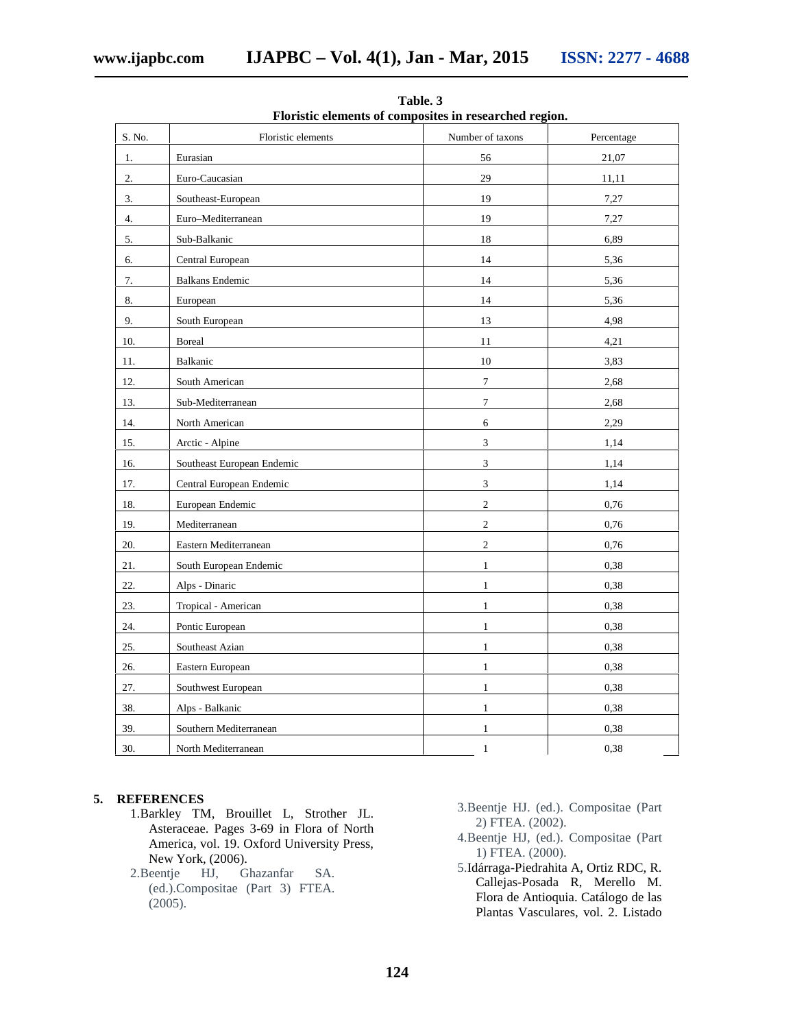**Table. 3**
**Floristic elements of composites in researched region.**

| S. No. | Floristic elements | Number of taxons | Percentage |
|---|---|---|---|
| 1. | Eurasian | 56 | 21,07 |
| 2. | Euro-Caucasian | 29 | 11,11 |
| 3. | Southeast-European | 19 | 7,27 |
| 4. | Euro–Mediterranean | 19 | 7,27 |
| 5. | Sub-Balkanic | 18 | 6,89 |
| 6. | Central European | 14 | 5,36 |
| 7. | Balkans Endemic | 14 | 5,36 |
| 8. | European | 14 | 5,36 |
| 9. | South European | 13 | 4,98 |
| 10. | Boreal | 11 | 4,21 |
| 11. | Balkanic | 10 | 3,83 |
| 12. | South American | 7 | 2,68 |
| 13. | Sub-Mediterranean | 7 | 2,68 |
| 14. | North American | 6 | 2,29 |
| 15. | Arctic - Alpine | 3 | 1,14 |
| 16. | Southeast European Endemic | 3 | 1,14 |
| 17. | Central European Endemic | 3 | 1,14 |
| 18. | European Endemic | 2 | 0,76 |
| 19. | Mediterranean | 2 | 0,76 |
| 20. | Eastern Mediterranean | 2 | 0,76 |
| 21. | South European Endemic | 1 | 0,38 |
| 22. | Alps - Dinaric | 1 | 0,38 |
| 23. | Tropical - American | 1 | 0,38 |
| 24. | Pontic European | 1 | 0,38 |
| 25. | Southeast Azian | 1 | 0,38 |
| 26. | Eastern European | 1 | 0,38 |
| 27. | Southwest European | 1 | 0,38 |
| 38. | Alps - Balkanic | 1 | 0,38 |
| 39. | Southern Mediterranean | 1 | 0,38 |
| 30. | North Mediterranean | 1 | 0,38 |

## 5. REFERENCES

1. Barkley TM, Brouillet L, Strother JL. Asteraceae. Pages 3-69 in Flora of North America, vol. 19. Oxford University Press, New York, (2006).
2. Beentje HJ, Ghazanfar SA. (ed.).Compositae (Part 3) FTEA. (2005).
3. Beentje HJ. (ed.). Compositae (Part 2) FTEA. (2002).
4. Beentje HJ, (ed.). Compositae (Part 1) FTEA. (2000).
5. Idárraga-Piedrahita A, Ortiz RDC, R. Callejas-Posada R, Merello M. Flora de Antioquia. Catálogo de las Plantas Vasculares, vol. 2. Listado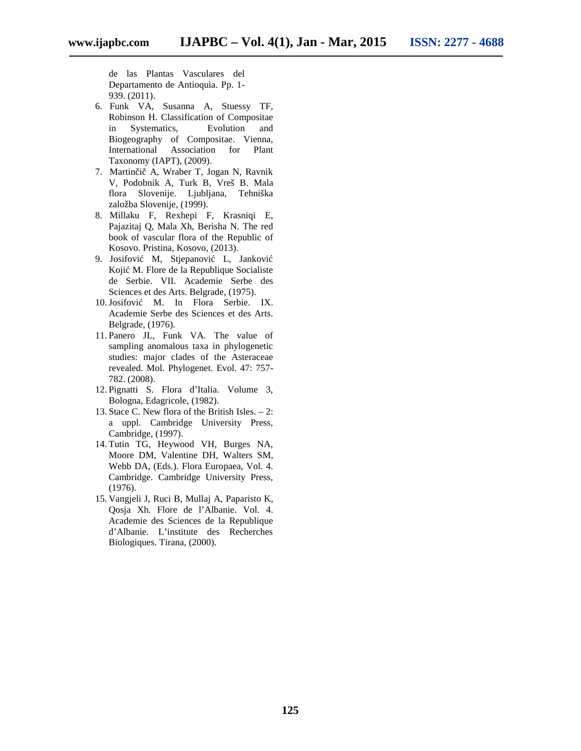de las Plantas Vasculares del Departamento de Antioquia. Pp. 1-939. (2011).

6. Funk VA, Susanna A, Stuessy TF, Robinson H. Classification of Compositae in Systematics, Evolution and Biogeography of Compositae. Vienna, International Association for Plant Taxonomy (IAPT), (2009).
7. Martinčič A, Wraber T, Jogan N, Ravnik V, Podobnik A, Turk B, Vreš B. Mala flora Slovenije. Ljubljana, Tehniška založba Slovenije, (1999).
8. Millaku F, Rexhepi F, Krasniqi E, Pajazitaj Q, Mala Xh, Berisha N. The red book of vascular flora of the Republic of Kosovo. Pristina, Kosovo, (2013).
9. Josifović M, Stjepanović L, Janković Kojić M. Flore de la Republique Socialiste de Serbie. VII. Academie Serbe des Sciences et des Arts. Belgrade, (1975).
10. Josifović M. In Flora Serbie. IX. Academie Serbe des Sciences et des Arts. Belgrade, (1976).
11. Panero JL, Funk VA. The value of sampling anomalous taxa in phylogenetic studies: major clades of the Asteraceae revealed. Mol. Phylogenet. Evol. 47: 757-782. (2008).
12. Pignatti S. Flora d'Italia. Volume 3, Bologna, Edagricole, (1982).
13. Stace C. New flora of the British Isles. – 2: a uppl. Cambridge University Press, Cambridge, (1997).
14. Tutin TG, Heywood VH, Burges NA, Moore DM, Valentine DH, Walters SM, Webb DA, (Eds.). Flora Europaea, Vol. 4. Cambridge. Cambridge University Press, (1976).
15. Vangjeli J, Ruci B, Mullaj A, Paparisto K, Qosja Xh. Flore de l'Albanie. Vol. 4. Academie des Sciences de la Republique d'Albanie. L'institute des Recherches Biologiques. Tirana, (2000).